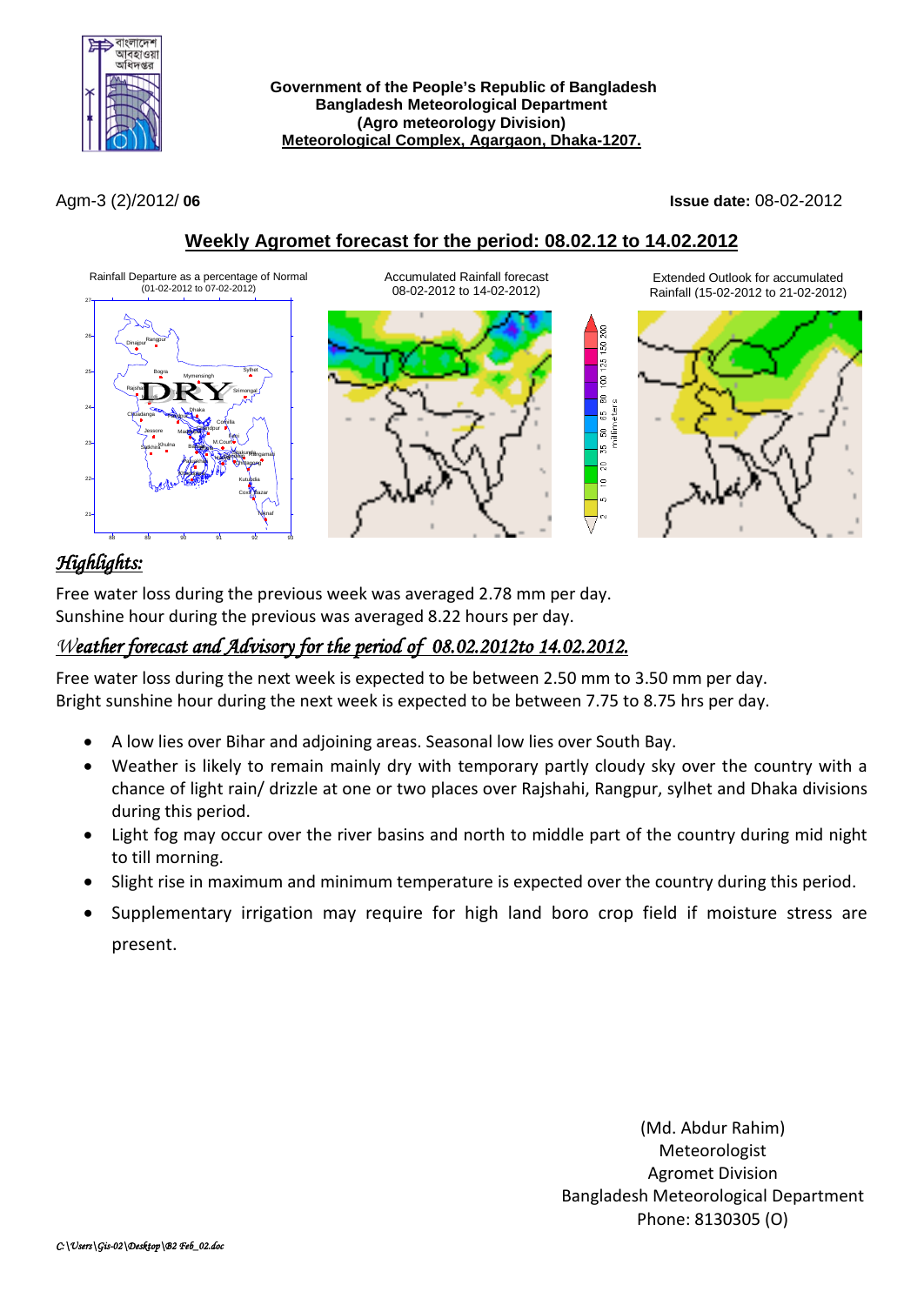**Government of the People's Republic of Bangladesh**
**Bangladesh Meteorological Department**
**(Agro meteorology Division)**
**Meteorological Complex, Agargaon, Dhaka-1207.**

Agm-3 (2)/2012/ **06** **Issue date:** 08-02-2012

## Weekly Agromet forecast for the period: 08.02.12 to 14.02.2012

Rainfall Departure as a percentage of Normal (01-02-2012 to 07-02-2012)

Accumulated Rainfall forecast 08-02-2012 to 14-02-2012)

Extended Outlook for accumulated Rainfall (15-02-2012 to 21-02-2012)

### *Highlights:*

Free water loss during the previous week was averaged 2.78 mm per day.
Sunshine hour during the previous was averaged 8.22 hours per day.

### *Weather forecast and Advisory for the period of 08.02.2012to 14.02.2012.*

Free water loss during the next week is expected to be between 2.50 mm to 3.50 mm per day.
Bright sunshine hour during the next week is expected to be between 7.75 to 8.75 hrs per day.

- A low lies over Bihar and adjoining areas. Seasonal low lies over South Bay.
- Weather is likely to remain mainly dry with temporary partly cloudy sky over the country with a chance of light rain/ drizzle at one or two places over Rajshahi, Rangpur, sylhet and Dhaka divisions during this period.
- Light fog may occur over the river basins and north to middle part of the country during mid night to till morning.
- Slight rise in maximum and minimum temperature is expected over the country during this period.
- Supplementary irrigation may require for high land boro crop field if moisture stress are present.

(Md. Abdur Rahim)
Meteorologist
Agromet Division
Bangladesh Meteorological Department
Phone: 8130305 (O)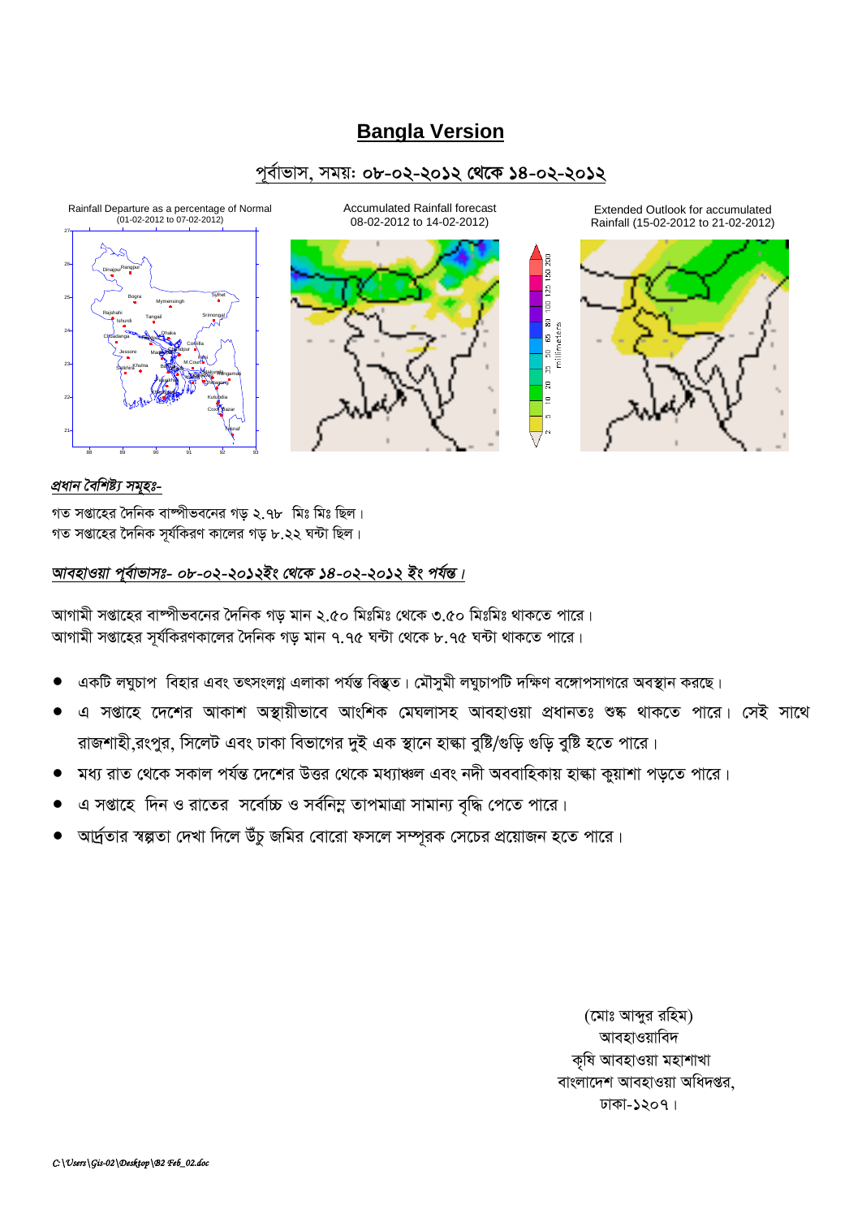# Bangla Version

## পূর্বাভাস, সময়: ০৮-০২-২০১২ থেকে ১৪-০২-২০১২

Rainfall Departure as a percentage of Normal (01-02-2012 to 07-02-2012)

Accumulated Rainfall forecast 08-02-2012 to 14-02-2012)

Extended Outlook for accumulated Rainfall (15-02-2012 to 21-02-2012)

### *প্রধান বৈশিষ্ট্য সমূহঃ-*

গত সপ্তাহের দৈনিক বাষ্পীভবনের গড় ২.৭৮ মিঃ মিঃ ছিল।
গত সপ্তাহের দৈনিক সূর্যকিরণ কালের গড় ৮.২২ ঘন্টা ছিল।

### *আবহাওয়া পূর্বাভাসঃ- ০৮-০২-২০১২ইং থেকে ১৪-০২-২০১২ ইং পর্যন্ত।*

আগামী সপ্তাহের বাষ্পীভবনের দৈনিক গড় মান ২.৫০ মিঃমিঃ থেকে ৩.৫০ মিঃমিঃ থাকতে পারে।
আগামী সপ্তাহের সূর্যকিরণকালের দৈনিক গড় মান ৭.৭৫ ঘন্টা থেকে ৮.৭৫ ঘন্টা থাকতে পারে।

- একটি লঘুচাপ বিহার এবং তৎসংলগ্ন এলাকা পর্যন্ত বিস্তৃত। মৌসুমী লঘুচাপটি দক্ষিণ বঙ্গোপসাগরে অবস্থান করছে।
- এ সপ্তাহে দেশের আকাশ অস্থায়ীভাবে আংশিক মেঘলাসহ আবহাওয়া প্রধানতঃ শুষ্ক থাকতে পারে। সেই সাথে রাজশাহী,রংপুর, সিলেট এবং ঢাকা বিভাগের দুই এক স্থানে হাল্কা বৃষ্টি/গুড়ি গুড়ি বৃষ্টি হতে পারে।
- মধ্য রাত থেকে সকাল পর্যন্ত দেশের উত্তর থেকে মধ্যাঞ্চল এবং নদী অববাহিকায় হাল্কা কুয়াশা পড়তে পারে।
- এ সপ্তাহে দিন ও রাতের সর্বোচ্চ ও সর্বনিম্ন তাপমাত্রা সামান্য বৃদ্ধি পেতে পারে।
- আর্দ্রতার স্বল্পতা দেখা দিলে উঁচু জমির বোরো ফসলে সম্পূরক সেচের প্রয়োজন হতে পারে।

(মোঃ আব্দুর রহিম)
আবহাওয়াবিদ
কৃষি আবহাওয়া মহাশাখা
বাংলাদেশ আবহাওয়া অধিদপ্তর,
ঢাকা-১২০৭।

*C:\Users\Gis-02\Desktop\B2 Feb_02.doc*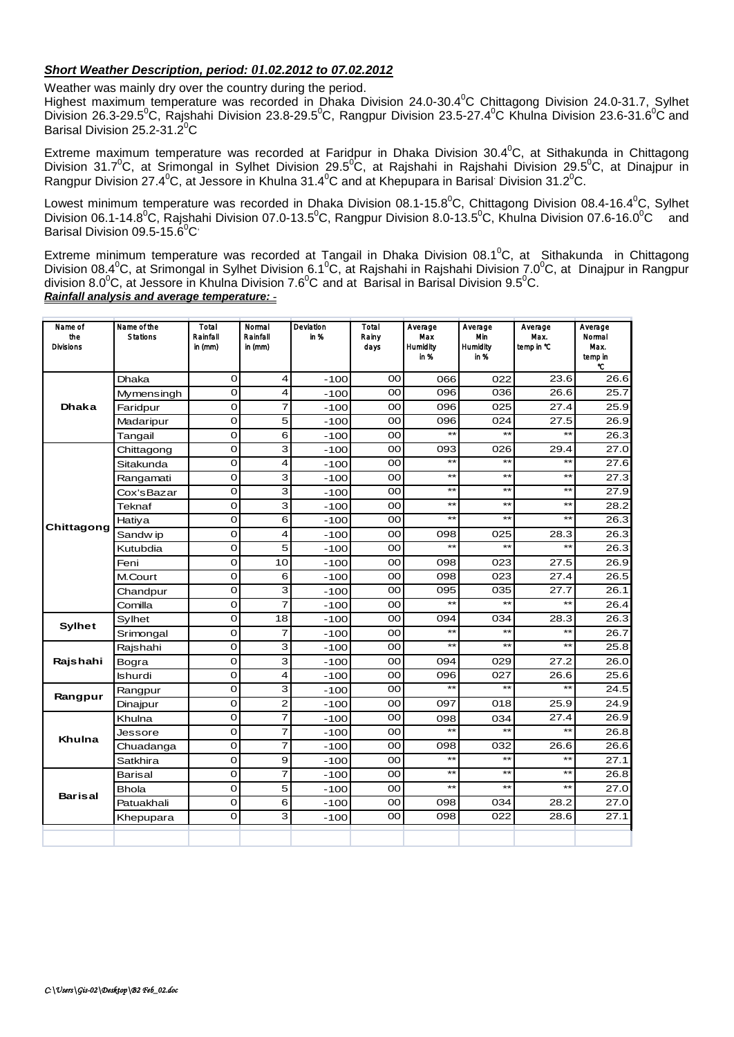***Short Weather Description, period: 01.02.2012 to 07.02.2012***

Weather was mainly dry over the country during the period.

Highest maximum temperature was recorded in Dhaka Division 24.0-30.4$^0$C Chittagong Division 24.0-31.7, Sylhet Division 26.3-29.5$^0$C, Rajshahi Division 23.8-29.5$^0$C, Rangpur Division 23.5-27.4$^0$C Khulna Division 23.6-31.6$^0$C and Barisal Division 25.2-31.2$^0$C

Extreme maximum temperature was recorded at Faridpur in Dhaka Division 30.4$^0$C, at Sithakunda in Chittagong Division 31.7$^0$C, at Srimongal in Sylhet Division 29.5$^0$C, at Rajshahi in Rajshahi Division 29.5$^0$C, at Dinajpur in Rangpur Division 27.4$^0$C, at Jessore in Khulna 31.4$^0$C and at Khepupara in Barisal Division 31.2$^0$C.

Lowest minimum temperature was recorded in Dhaka Division 08.1-15.8$^0$C, Chittagong Division 08.4-16.4$^0$C, Sylhet Division 06.1-14.8$^0$C, Rajshahi Division 07.0-13.5$^0$C, Rangpur Division 8.0-13.5$^0$C, Khulna Division 07.6-16.0$^0$C and Barisal Division 09.5-15.6$^0$C.

Extreme minimum temperature was recorded at Tangail in Dhaka Division 08.1$^0$C, at Sithakunda in Chittagong Division 08.4$^0$C, at Srimongal in Sylhet Division 6.1$^0$C, at Rajshahi in Rajshahi Division 7.0$^0$C, at Dinajpur in Rangpur division 8.0$^0$C, at Jessore in Khulna Division 7.6$^0$C and at Barisal in Barisal Division 9.5$^0$C.

***Rainfall analysis and average temperature:*** -

| Name of the Divisions | Name of the Stations | Total Rainfall in (mm) | Normal Rainfall in (mm) | Deviation in % | Total Rainy days | Average Max Humidity in % | Average Min Humidity in % | Average Max. temp in ℃ | Average Normal Max. temp in ℃ |
|---|---|---|---|---|---|---|---|---|---|
| Dhaka | Dhaka | 0 | 4 | -100 | 00 | 066 | 022 | 23.6 | 26.6 |
| | Mymensingh | 0 | 4 | -100 | 00 | 096 | 036 | 26.6 | 25.7 |
| | Faridpur | 0 | 7 | -100 | 00 | 096 | 025 | 27.4 | 25.9 |
| | Madaripur | 0 | 5 | -100 | 00 | 096 | 024 | 27.5 | 26.9 |
| | Tangail | 0 | 6 | -100 | 00 | ** | ** | ** | 26.3 |
| Chittagong | Chittagong | 0 | 3 | -100 | 00 | 093 | 026 | 29.4 | 27.0 |
| | Sitakunda | 0 | 4 | -100 | 00 | ** | ** | ** | 27.6 |
| | Rangamati | 0 | 3 | -100 | 00 | ** | ** | ** | 27.3 |
| | Cox'sBazar | 0 | 3 | -100 | 00 | ** | ** | ** | 27.9 |
| | Teknaf | 0 | 3 | -100 | 00 | ** | ** | ** | 28.2 |
| | Hatiya | 0 | 6 | -100 | 00 | ** | ** | ** | 26.3 |
| | Sandw ip | 0 | 4 | -100 | 00 | 098 | 025 | 28.3 | 26.3 |
| | Kutubdia | 0 | 5 | -100 | 00 | ** | ** | ** | 26.3 |
| | Feni | 0 | 10 | -100 | 00 | 098 | 023 | 27.5 | 26.9 |
| | M.Court | 0 | 6 | -100 | 00 | 098 | 023 | 27.4 | 26.5 |
| | Chandpur | 0 | 3 | -100 | 00 | 095 | 035 | 27.7 | 26.1 |
| | Comilla | 0 | 7 | -100 | 00 | ** | ** | ** | 26.4 |
| Sylhet | Sylhet | 0 | 18 | -100 | 00 | 094 | 034 | 28.3 | 26.3 |
| | Srimongal | 0 | 7 | -100 | 00 | ** | ** | ** | 26.7 |
| Rajshahi | Rajshahi | 0 | 3 | -100 | 00 | ** | ** | ** | 25.8 |
| | Bogra | 0 | 3 | -100 | 00 | 094 | 029 | 27.2 | 26.0 |
| | Ishurdi | 0 | 4 | -100 | 00 | 096 | 027 | 26.6 | 25.6 |
| Rangpur | Rangpur | 0 | 3 | -100 | 00 | ** | ** | ** | 24.5 |
| | Dinajpur | 0 | 2 | -100 | 00 | 097 | 018 | 25.9 | 24.9 |
| Khulna | Khulna | 0 | 7 | -100 | 00 | 098 | 034 | 27.4 | 26.9 |
| | Jessore | 0 | 7 | -100 | 00 | ** | ** | ** | 26.8 |
| | Chuadanga | 0 | 7 | -100 | 00 | 098 | 032 | 26.6 | 26.6 |
| | Satkhira | 0 | 9 | -100 | 00 | ** | ** | ** | 27.1 |
| Barisal | Barisal | 0 | 7 | -100 | 00 | ** | ** | ** | 26.8 |
| | Bhola | 0 | 5 | -100 | 00 | ** | ** | ** | 27.0 |
| | Patuakhali | 0 | 6 | -100 | 00 | 098 | 034 | 28.2 | 27.0 |
| | Khepupara | 0 | 3 | -100 | 00 | 098 | 022 | 28.6 | 27.1 |